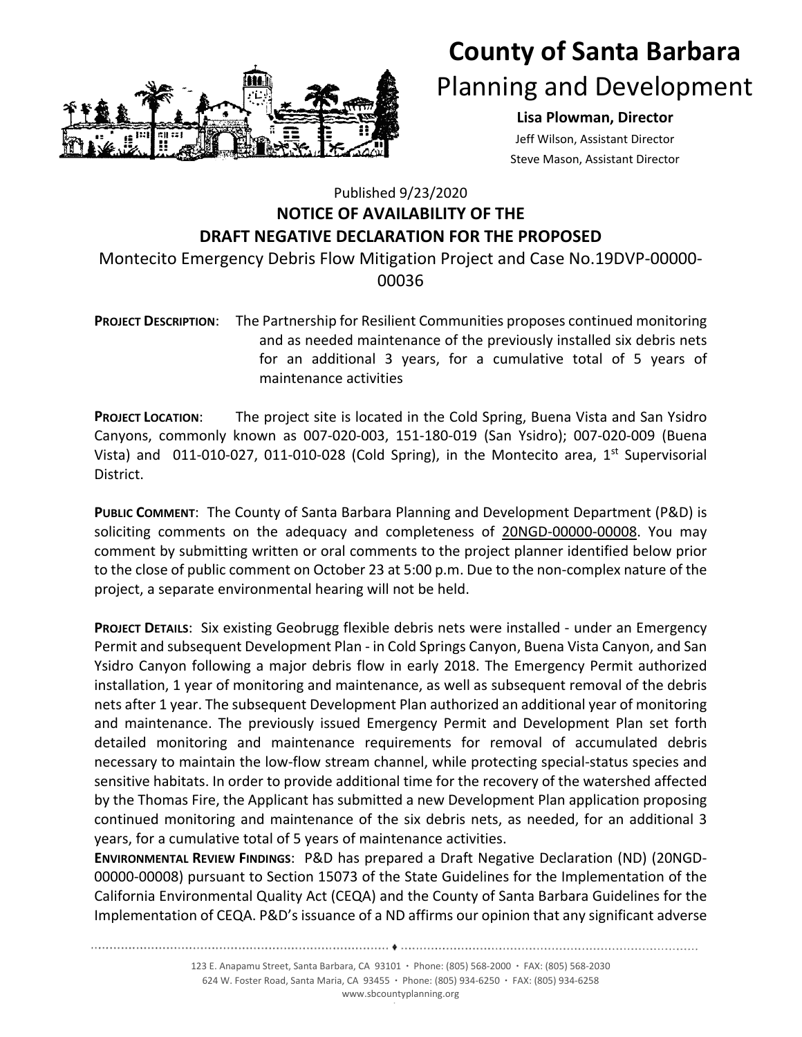# County of Santa Barbara

## Planning and Development

**Lisa Plowman, Director**

Jeff Wilson, Assistant Director

Steve Mason, Assistant Director

Published 9/23/2020

**NOTICE OF AVAILABILITY OF THE DRAFT NEGATIVE DECLARATION FOR THE PROPOSED**

Montecito Emergency Debris Flow Mitigation Project and Case No.19DVP-00000-00036

**PROJECT DESCRIPTION**: The Partnership for Resilient Communities proposes continued monitoring and as needed maintenance of the previously installed six debris nets for an additional 3 years, for a cumulative total of 5 years of maintenance activities

**PROJECT LOCATION**: The project site is located in the Cold Spring, Buena Vista and San Ysidro Canyons, commonly known as 007-020-003, 151-180-019 (San Ysidro); 007-020-009 (Buena Vista) and 011-010-027, 011-010-028 (Cold Spring), in the Montecito area, 1st Supervisorial District.

**PUBLIC COMMENT**: The County of Santa Barbara Planning and Development Department (P&D) is soliciting comments on the adequacy and completeness of 20NGD-00000-00008. You may comment by submitting written or oral comments to the project planner identified below prior to the close of public comment on October 23 at 5:00 p.m. Due to the non-complex nature of the project, a separate environmental hearing will not be held.

**PROJECT DETAILS**: Six existing Geobrugg flexible debris nets were installed - under an Emergency Permit and subsequent Development Plan - in Cold Springs Canyon, Buena Vista Canyon, and San Ysidro Canyon following a major debris flow in early 2018. The Emergency Permit authorized installation, 1 year of monitoring and maintenance, as well as subsequent removal of the debris nets after 1 year. The subsequent Development Plan authorized an additional year of monitoring and maintenance. The previously issued Emergency Permit and Development Plan set forth detailed monitoring and maintenance requirements for removal of accumulated debris necessary to maintain the low-flow stream channel, while protecting special-status species and sensitive habitats. In order to provide additional time for the recovery of the watershed affected by the Thomas Fire, the Applicant has submitted a new Development Plan application proposing continued monitoring and maintenance of the six debris nets, as needed, for an additional 3 years, for a cumulative total of 5 years of maintenance activities.

**ENVIRONMENTAL REVIEW FINDINGS**: P&D has prepared a Draft Negative Declaration (ND) (20NGD-00000-00008) pursuant to Section 15073 of the State Guidelines for the Implementation of the California Environmental Quality Act (CEQA) and the County of Santa Barbara Guidelines for the Implementation of CEQA. P&D's issuance of a ND affirms our opinion that any significant adverse

123 E. Anapamu Street, Santa Barbara, CA 93101 · Phone: (805) 568-2000 · FAX: (805) 568-2030
624 W. Foster Road, Santa Maria, CA 93455 · Phone: (805) 934-6250 · FAX: (805) 934-6258
www.sbcountyplanning.org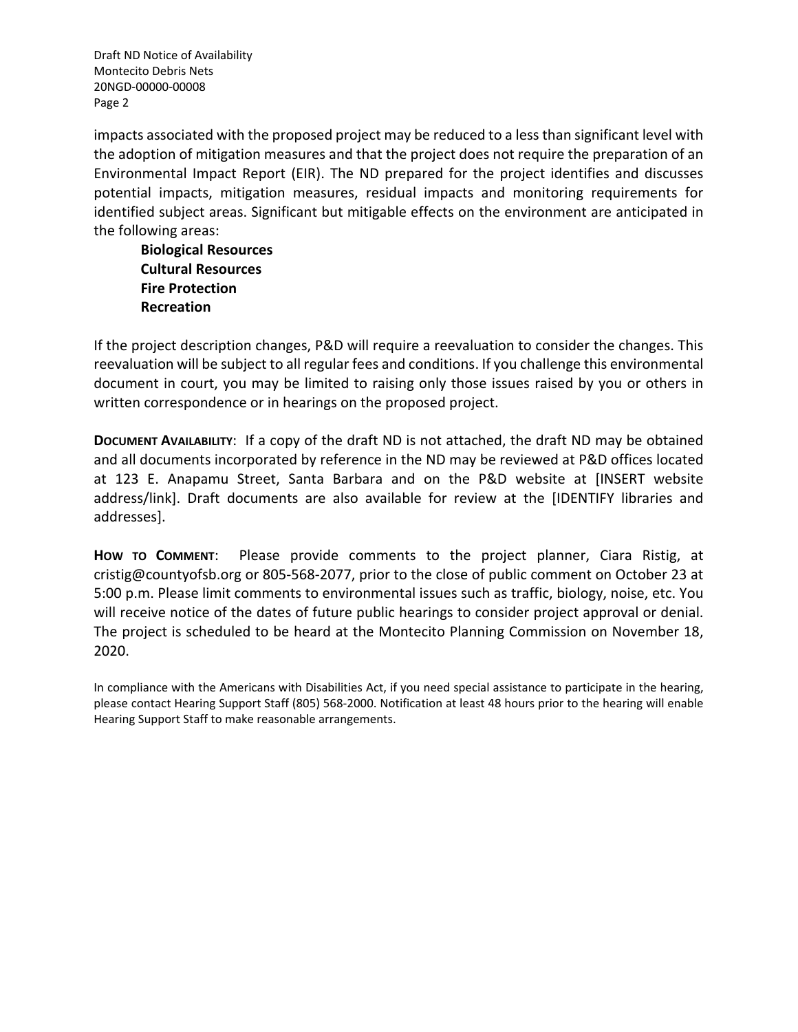impacts associated with the proposed project may be reduced to a less than significant level with the adoption of mitigation measures and that the project does not require the preparation of an Environmental Impact Report (EIR). The ND prepared for the project identifies and discusses potential impacts, mitigation measures, residual impacts and monitoring requirements for identified subject areas. Significant but mitigable effects on the environment are anticipated in the following areas:

**Biological Resources**
**Cultural Resources**
**Fire Protection**
**Recreation**

If the project description changes, P&D will require a reevaluation to consider the changes. This reevaluation will be subject to all regular fees and conditions. If you challenge this environmental document in court, you may be limited to raising only those issues raised by you or others in written correspondence or in hearings on the proposed project.

**DOCUMENT AVAILABILITY**: If a copy of the draft ND is not attached, the draft ND may be obtained and all documents incorporated by reference in the ND may be reviewed at P&D offices located at 123 E. Anapamu Street, Santa Barbara and on the P&D website at [INSERT website address/link]. Draft documents are also available for review at the [IDENTIFY libraries and addresses].

**HOW TO COMMENT**: Please provide comments to the project planner, Ciara Ristig, at cristig@countyofsb.org or 805-568-2077, prior to the close of public comment on October 23 at 5:00 p.m. Please limit comments to environmental issues such as traffic, biology, noise, etc. You will receive notice of the dates of future public hearings to consider project approval or denial. The project is scheduled to be heard at the Montecito Planning Commission on November 18, 2020.

In compliance with the Americans with Disabilities Act, if you need special assistance to participate in the hearing, please contact Hearing Support Staff (805) 568-2000. Notification at least 48 hours prior to the hearing will enable Hearing Support Staff to make reasonable arrangements.